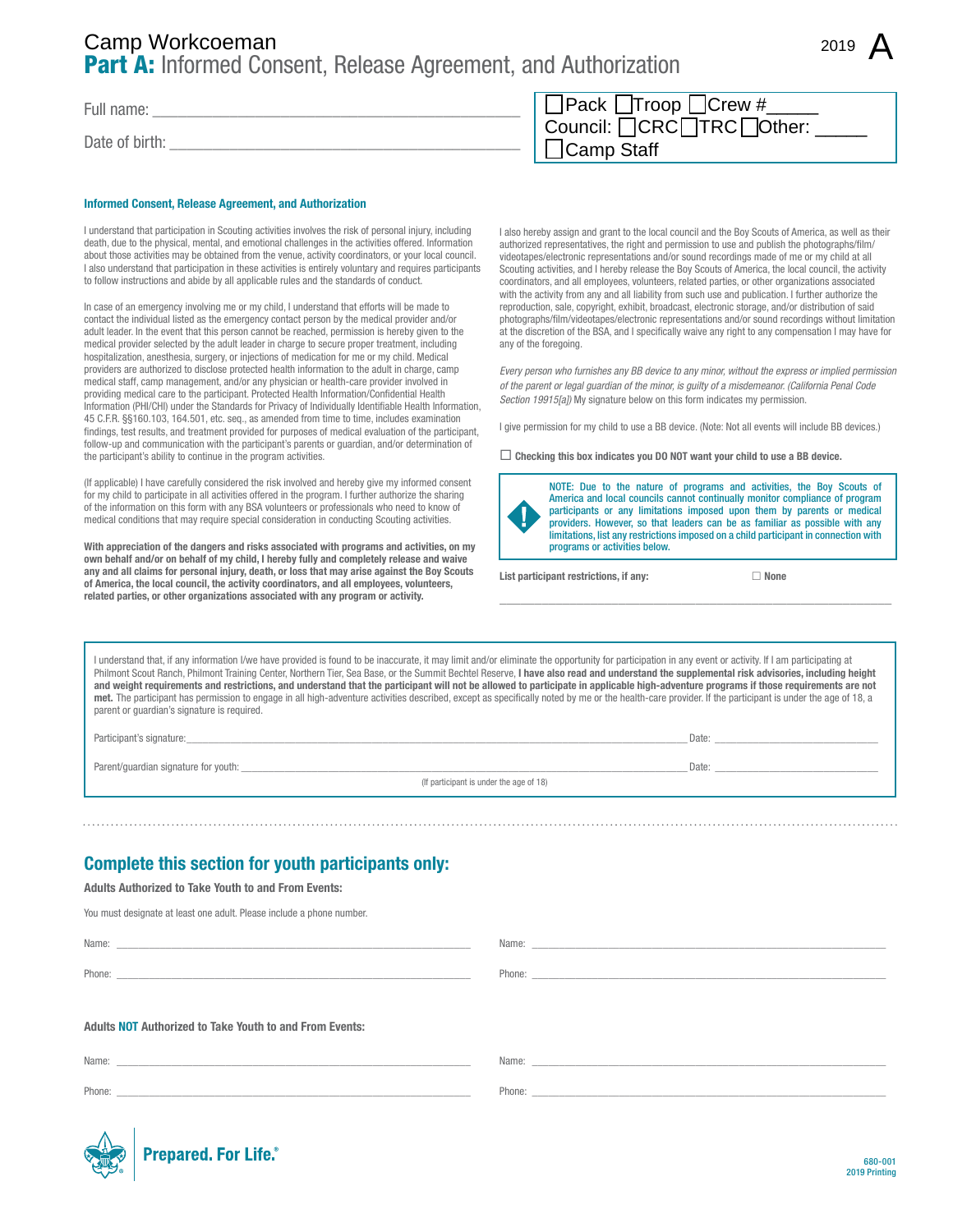# Camp Workcoeman

## Part A: Informed Consent, Release Agreement, and Authorization

2019 **A**

Full name: ___________________________________________

Date of birth: ___________________________________________

☐ Pack ☐ Troop ☐ Crew #_____
Council: ☐ CRC ☐ TRC ☐ Other: _____
☐ Camp Staff

### Informed Consent, Release Agreement, and Authorization

I understand that participation in Scouting activities involves the risk of personal injury, including death, due to the physical, mental, and emotional challenges in the activities offered. Information about those activities may be obtained from the venue, activity coordinators, or your local council. I also understand that participation in these activities is entirely voluntary and requires participants to follow instructions and abide by all applicable rules and the standards of conduct.

In case of an emergency involving me or my child, I understand that efforts will be made to contact the individual listed as the emergency contact person by the medical provider and/or adult leader. In the event that this person cannot be reached, permission is hereby given to the medical provider selected by the adult leader in charge to secure proper treatment, including hospitalization, anesthesia, surgery, or injections of medication for me or my child. Medical providers are authorized to disclose protected health information to the adult in charge, camp medical staff, camp management, and/or any physician or health-care provider involved in providing medical care to the participant. Protected Health Information/Confidential Health Information (PHI/CHI) under the Standards for Privacy of Individually Identifiable Health Information, 45 C.F.R. §§160.103, 164.501, etc. seq., as amended from time to time, includes examination findings, test results, and treatment provided for purposes of medical evaluation of the participant, follow-up and communication with the participant's parents or guardian, and/or determination of the participant's ability to continue in the program activities.

(If applicable) I have carefully considered the risk involved and hereby give my informed consent for my child to participate in all activities offered in the program. I further authorize the sharing of the information on this form with any BSA volunteers or professionals who need to know of medical conditions that may require special consideration in conducting Scouting activities.

**With appreciation of the dangers and risks associated with programs and activities, on my own behalf and/or on behalf of my child, I hereby fully and completely release and waive any and all claims for personal injury, death, or loss that may arise against the Boy Scouts of America, the local council, the activity coordinators, and all employees, volunteers, related parties, or other organizations associated with any program or activity.**

I also hereby assign and grant to the local council and the Boy Scouts of America, as well as their authorized representatives, the right and permission to use and publish the photographs/film/videotapes/electronic representations and/or sound recordings made of me or my child at all Scouting activities, and I hereby release the Boy Scouts of America, the local council, the activity coordinators, and all employees, volunteers, related parties, or other organizations associated with the activity from any and all liability from such use and publication. I further authorize the reproduction, sale, copyright, exhibit, broadcast, electronic storage, and/or distribution of said photographs/film/videotapes/electronic representations and/or sound recordings without limitation at the discretion of the BSA, and I specifically waive any right to any compensation I may have for any of the foregoing.

*Every person who furnishes any BB device to any minor, without the express or implied permission of the parent or legal guardian of the minor, is guilty of a misdemeanor. (California Penal Code Section 19915[a])* My signature below on this form indicates my permission.

I give permission for my child to use a BB device. (Note: Not all events will include BB devices.)

☐ **Checking this box indicates you DO NOT want your child to use a BB device.**

> NOTE: Due to the nature of programs and activities, the Boy Scouts of America and local councils cannot continually monitor compliance of program participants or any limitations imposed upon them by parents or medical providers. However, so that leaders can be as familiar as possible with any limitations, list any restrictions imposed on a child participant in connection with programs or activities below.

**List participant restrictions, if any:** ☐ **None**

___________________________________________

I understand that, if any information I/we have provided is found to be inaccurate, it may limit and/or eliminate the opportunity for participation in any event or activity. If I am participating at Philmont Scout Ranch, Philmont Training Center, Northern Tier, Sea Base, or the Summit Bechtel Reserve, **I have also read and understand the supplemental risk advisories, including height and weight requirements and restrictions, and understand that the participant will not be allowed to participate in applicable high-adventure programs if those requirements are not met.** The participant has permission to engage in all high-adventure activities described, except as specifically noted by me or the health-care provider. If the participant is under the age of 18, a parent or guardian's signature is required.

Participant's signature: ___________________________________________ Date: _______________

Parent/guardian signature for youth: ___________________________________________ Date: _______________
(If participant is under the age of 18)

## Complete this section for youth participants only:

**Adults Authorized to Take Youth to and From Events:**

You must designate at least one adult. Please include a phone number.

Name: ______________________________ Name: ______________________________

Phone: ______________________________ Phone: ______________________________

**Adults NOT Authorized to Take Youth to and From Events:**

Name: ______________________________ Name: ______________________________

Phone: ______________________________ Phone: ______________________________

**Prepared. For Life.®**

680-001
2019 Printing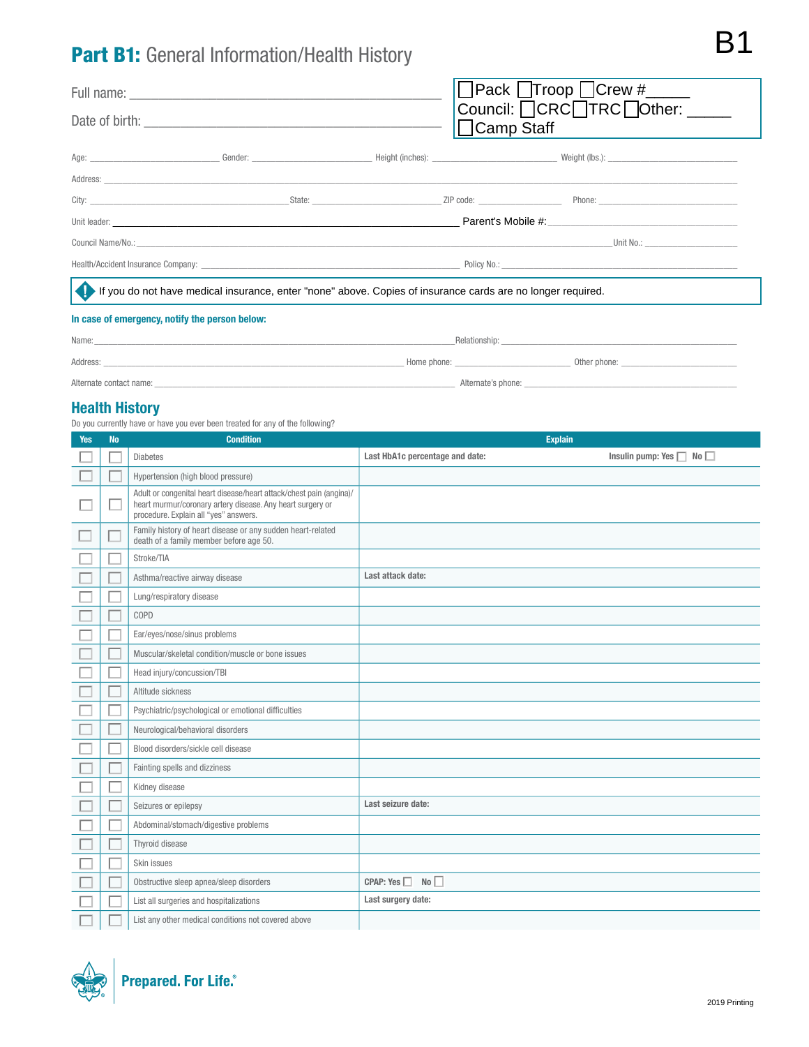# Part B1: General Information/Health History

B1

Full name: ______________________________

Date of birth: ______________________________

☐Pack ☐Troop ☐Crew #_____
Council: ☐CRC☐TRC☐Other: _____
☐Camp Staff

Age: ____________ Gender: ____________ Height (inches): ____________ Weight (lbs.): ____________

Address: ______________________________

City: ____________ State: ____________ ZIP code: ____________ Phone: ____________

Unit leader: ______________________________ Parent's Mobile #: ____________

Council Name/No.: ______________________________ Unit No.: ____________

Health/Accident Insurance Company: ______________________________ Policy No.: ____________

If you do not have medical insurance, enter "none" above. Copies of insurance cards are no longer required.

**In case of emergency, notify the person below:**

Name: ______________________________ Relationship: ____________

Address: ______________________________ Home phone: ____________ Other phone: ____________

Alternate contact name: ______________________________ Alternate's phone: ____________

## Health History

Do you currently have or have you ever been treated for any of the following?

| Yes | No | Condition | Explain |
|---|---|---|---|
| ☐ | ☐ | Diabetes | **Last HbA1c percentage and date:** **Insulin pump: Yes** ☐ **No** ☐ |
| ☐ | ☐ | Hypertension (high blood pressure) | |
| ☐ | ☐ | Adult or congenital heart disease/heart attack/chest pain (angina)/ heart murmur/coronary artery disease. Any heart surgery or procedure. Explain all "yes" answers. | |
| ☐ | ☐ | Family history of heart disease or any sudden heart-related death of a family member before age 50. | |
| ☐ | ☐ | Stroke/TIA | |
| ☐ | ☐ | Asthma/reactive airway disease | **Last attack date:** |
| ☐ | ☐ | Lung/respiratory disease | |
| ☐ | ☐ | COPD | |
| ☐ | ☐ | Ear/eyes/nose/sinus problems | |
| ☐ | ☐ | Muscular/skeletal condition/muscle or bone issues | |
| ☐ | ☐ | Head injury/concussion/TBI | |
| ☐ | ☐ | Altitude sickness | |
| ☐ | ☐ | Psychiatric/psychological or emotional difficulties | |
| ☐ | ☐ | Neurological/behavioral disorders | |
| ☐ | ☐ | Blood disorders/sickle cell disease | |
| ☐ | ☐ | Fainting spells and dizziness | |
| ☐ | ☐ | Kidney disease | |
| ☐ | ☐ | Seizures or epilepsy | **Last seizure date:** |
| ☐ | ☐ | Abdominal/stomach/digestive problems | |
| ☐ | ☐ | Thyroid disease | |
| ☐ | ☐ | Skin issues | |
| ☐ | ☐ | Obstructive sleep apnea/sleep disorders | **CPAP: Yes** ☐ **No** ☐ |
| ☐ | ☐ | List all surgeries and hospitalizations | **Last surgery date:** |
| ☐ | ☐ | List any other medical conditions not covered above | |

Prepared. For Life.®

2019 Printing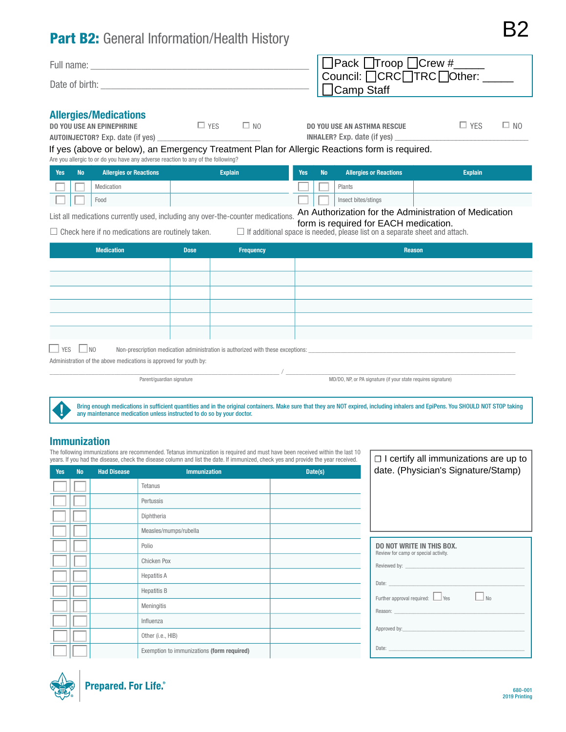# Part B2: General Information/Health History

B2

Full name: ___________________________________________

Date of birth: ___________________________________________

☐ Pack ☐ Troop ☐ Crew #_____
Council: ☐ CRC ☐ TRC ☐ Other: _____
☐ Camp Staff

## Allergies/Medications

**DO YOU USE AN EPINEPHRINE AUTOINJECTOR?** Exp. date (if yes) ____________________ ☐ YES ☐ NO

**DO YOU USE AN ASTHMA RESCUE INHALER?** Exp. date (if yes) ____________________ ☐ YES ☐ NO

If yes (above or below), an Emergency Treatment Plan for Allergic Reactions form is required.

Are you allergic to or do you have any adverse reaction to any of the following?

| Yes | No | Allergies or Reactions | Explain | Yes | No | Allergies or Reactions | Explain |
|---|---|---|---|---|---|---|---|
| ☐ | ☐ | Medication | | ☐ | ☐ | Plants | |
| ☐ | ☐ | Food | | ☐ | ☐ | Insect bites/stings | |

List all medications currently used, including any over-the-counter medications.

An Authorization for the Administration of Medication form is required for EACH medication.

☐ Check here if no medications are routinely taken. ☐ If additional space is needed, please list on a separate sheet and attach.

| Medication | Dose | Frequency | Reason |
|---|---|---|---|
| | | | |
| | | | |
| | | | |
| | | | |
| | | | |
| | | | |

☐ YES ☐ NO Non-prescription medication administration is authorized with these exceptions: ____________________

Administration of the above medications is approved for youth by:

____________________ / ____________________

Parent/guardian signature / MD/DO, NP, or PA signature (if your state requires signature)

**Bring enough medications in sufficient quantities and in the original containers. Make sure that they are NOT expired, including inhalers and EpiPens. You SHOULD NOT STOP taking any maintenance medication unless instructed to do so by your doctor.**

## Immunization

The following immunizations are recommended. Tetanus immunization is required and must have been received within the last 10 years. If you had the disease, check the disease column and list the date. If immunized, check yes and provide the year received.

| Yes | No | Had Disease | Immunization | Date(s) |
|---|---|---|---|---|
| ☐ | ☐ | | Tetanus | |
| ☐ | ☐ | | Pertussis | |
| ☐ | ☐ | | Diphtheria | |
| ☐ | ☐ | | Measles/mumps/rubella | |
| ☐ | ☐ | | Polio | |
| ☐ | ☐ | | Chicken Pox | |
| ☐ | ☐ | | Hepatitis A | |
| ☐ | ☐ | | Hepatitis B | |
| ☐ | ☐ | | Meningitis | |
| ☐ | ☐ | | Influenza | |
| ☐ | ☐ | | Other (i.e., HIB) | |
| ☐ | ☐ | | Exemption to immunizations **(form required)** | |

☐ I certify all immunizations are up to date. (Physician's Signature/Stamp)

**DO NOT WRITE IN THIS BOX.**
Review for camp or special activity.

Reviewed by: ____________________

Date: ____________________

Further approval required: ☐ Yes ☐ No

Reason: ____________________

Approved by: ____________________

Date: ____________________

Prepared. For Life.®

680-001
2019 Printing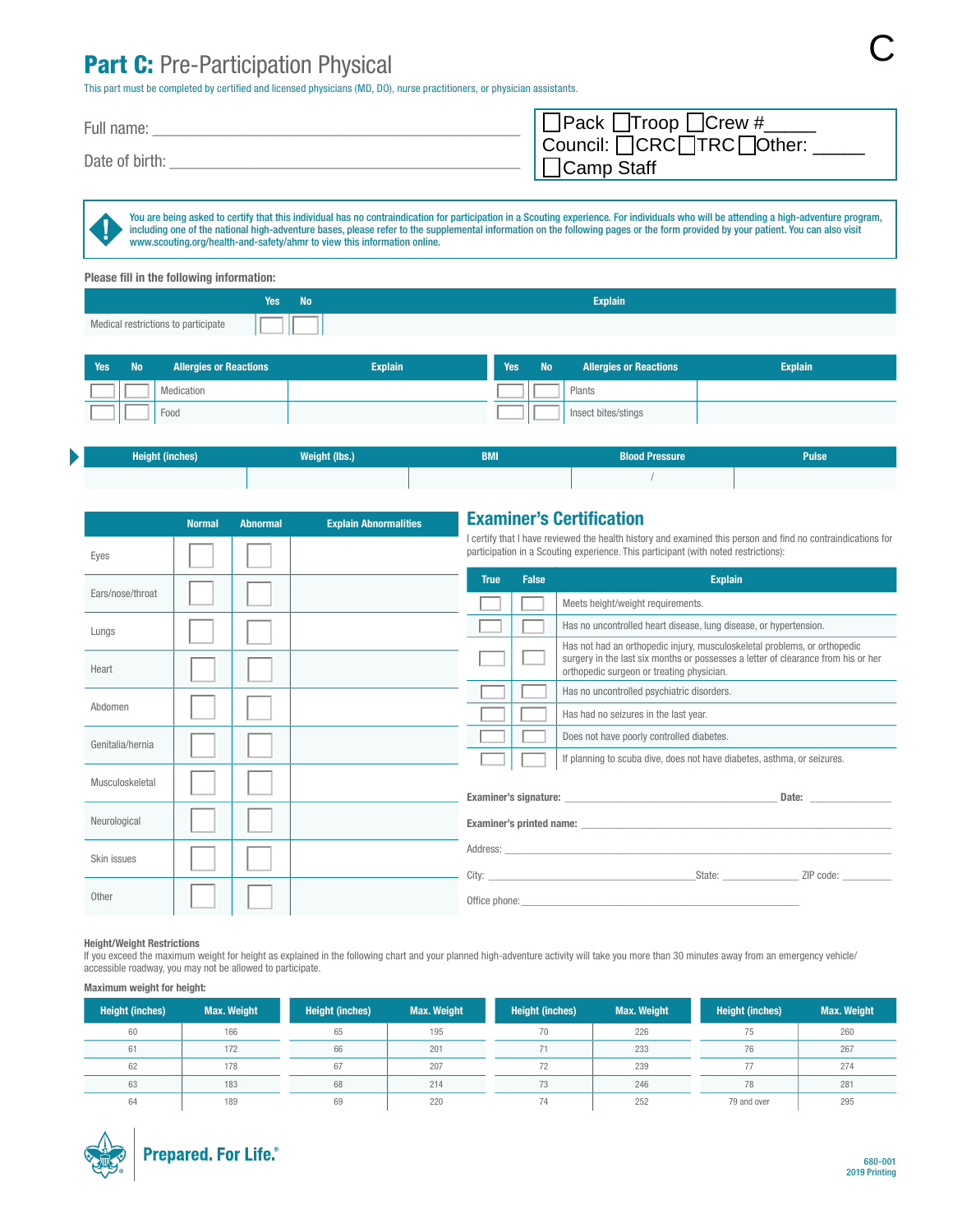C

# Part C: Pre-Participation Physical

This part must be completed by certified and licensed physicians (MD, DO), nurse practitioners, or physician assistants.

Full name: ___________________________________________

Date of birth: ________________________________________

☐ Pack ☐ Troop ☐ Crew #_____
Council: ☐ CRC ☐ TRC ☐ Other: _____
☐ Camp Staff

You are being asked to certify that this individual has no contraindication for participation in a Scouting experience. For individuals who will be attending a high-adventure program, including one of the national high-adventure bases, please refer to the supplemental information on the following pages or the form provided by your patient. You can also visit www.scouting.org/health-and-safety/ahmr to view this information online.

**Please fill in the following information:**

| | Yes | No | Explain |
|---|---|---|---|
| Medical restrictions to participate | ☐ | ☐ | |

| Yes | No | Allergies or Reactions | Explain |
|---|---|---|---|
| ☐ | ☐ | Medication | |
| ☐ | ☐ | Food | |
| ☐ | ☐ | Plants | |
| ☐ | ☐ | Insect bites/stings | |

| Height (inches) | Weight (lbs.) | BMI | Blood Pressure | Pulse |
|---|---|---|---|---|
| | | | / | |

| | Normal | Abnormal | Explain Abnormalities |
|---|---|---|---|
| Eyes | ☐ | ☐ | |
| Ears/nose/throat | ☐ | ☐ | |
| Lungs | ☐ | ☐ | |
| Heart | ☐ | ☐ | |
| Abdomen | ☐ | ☐ | |
| Genitalia/hernia | ☐ | ☐ | |
| Musculoskeletal | ☐ | ☐ | |
| Neurological | ☐ | ☐ | |
| Skin issues | ☐ | ☐ | |
| Other | ☐ | ☐ | |

## Examiner's Certification

I certify that I have reviewed the health history and examined this person and find no contraindications for participation in a Scouting experience. This participant (with noted restrictions):

| True | False | Explain |
|---|---|---|
| ☐ | ☐ | Meets height/weight requirements. |
| ☐ | ☐ | Has no uncontrolled heart disease, lung disease, or hypertension. |
| ☐ | ☐ | Has not had an orthopedic injury, musculoskeletal problems, or orthopedic surgery in the last six months or possesses a letter of clearance from his or her orthopedic surgeon or treating physician. |
| ☐ | ☐ | Has no uncontrolled psychiatric disorders. |
| ☐ | ☐ | Has had no seizures in the last year. |
| ☐ | ☐ | Does not have poorly controlled diabetes. |
| ☐ | ☐ | If planning to scuba dive, does not have diabetes, asthma, or seizures. |

**Examiner's signature:** ________________________________ **Date:** ____________

**Examiner's printed name:** ________________________________________________

Address: ____________________________________________________________

City: ________________________________ State: ____________ ZIP code: ________

Office phone: _______________________________________________

**Height/Weight Restrictions**

If you exceed the maximum weight for height as explained in the following chart and your planned high-adventure activity will take you more than 30 minutes away from an emergency vehicle/accessible roadway, you may not be allowed to participate.

**Maximum weight for height:**

| Height (inches) | Max. Weight | Height (inches) | Max. Weight | Height (inches) | Max. Weight | Height (inches) | Max. Weight |
|---|---|---|---|---|---|---|---|
| 60 | 166 | 65 | 195 | 70 | 226 | 75 | 260 |
| 61 | 172 | 66 | 201 | 71 | 233 | 76 | 267 |
| 62 | 178 | 67 | 207 | 72 | 239 | 77 | 274 |
| 63 | 183 | 68 | 214 | 73 | 246 | 78 | 281 |
| 64 | 189 | 69 | 220 | 74 | 252 | 79 and over | 295 |

Prepared. For Life.®

680-001
2019 Printing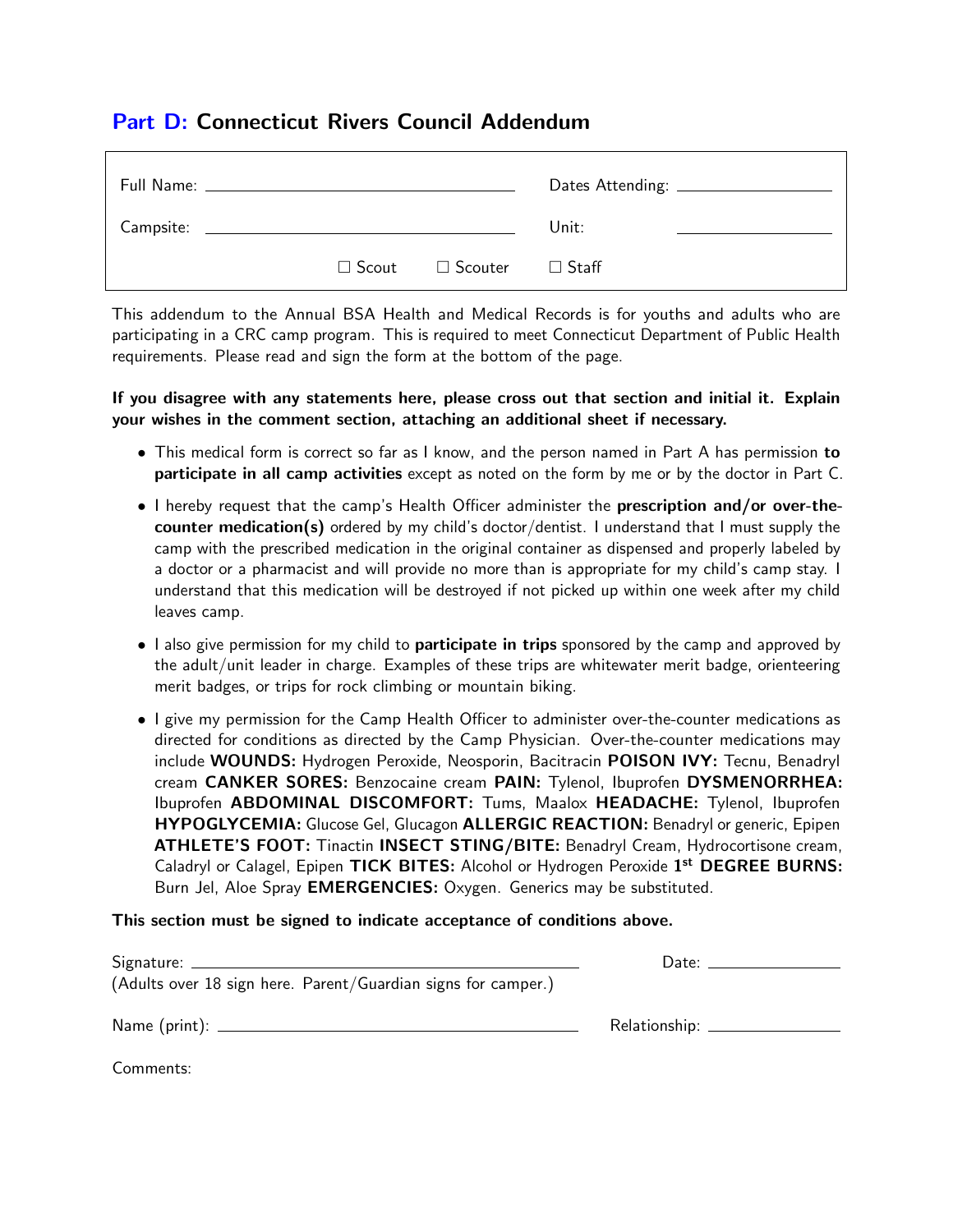## Part D: Connecticut Rivers Council Addendum

Full Name: \_\_\_\_\_\_\_\_\_\_\_\_\_\_\_\_\_\_\_\_\_\_\_\_ Dates Attending: \_\_\_\_\_\_\_\_\_\_\_\_

Campsite: \_\_\_\_\_\_\_\_\_\_\_\_\_\_\_\_\_\_\_\_\_\_\_\_ Unit: \_\_\_\_\_\_\_\_\_\_\_\_

☐ Scout ☐ Scouter ☐ Staff

This addendum to the Annual BSA Health and Medical Records is for youths and adults who are participating in a CRC camp program. This is required to meet Connecticut Department of Public Health requirements. Please read and sign the form at the bottom of the page.

**If you disagree with any statements here, please cross out that section and initial it. Explain your wishes in the comment section, attaching an additional sheet if necessary.**

- This medical form is correct so far as I know, and the person named in Part A has permission **to participate in all camp activities** except as noted on the form by me or by the doctor in Part C.
- I hereby request that the camp's Health Officer administer the **prescription and/or over-the-counter medication(s)** ordered by my child's doctor/dentist. I understand that I must supply the camp with the prescribed medication in the original container as dispensed and properly labeled by a doctor or a pharmacist and will provide no more than is appropriate for my child's camp stay. I understand that this medication will be destroyed if not picked up within one week after my child leaves camp.
- I also give permission for my child to **participate in trips** sponsored by the camp and approved by the adult/unit leader in charge. Examples of these trips are whitewater merit badge, orienteering merit badges, or trips for rock climbing or mountain biking.
- I give my permission for the Camp Health Officer to administer over-the-counter medications as directed for conditions as directed by the Camp Physician. Over-the-counter medications may include **WOUNDS:** Hydrogen Peroxide, Neosporin, Bacitracin **POISON IVY:** Tecnu, Benadryl cream **CANKER SORES:** Benzocaine cream **PAIN:** Tylenol, Ibuprofen **DYSMENORRHEA:** Ibuprofen **ABDOMINAL DISCOMFORT:** Tums, Maalox **HEADACHE:** Tylenol, Ibuprofen **HYPOGLYCEMIA:** Glucose Gel, Glucagon **ALLERGIC REACTION:** Benadryl or generic, Epipen **ATHLETE'S FOOT:** Tinactin **INSECT STING/BITE:** Benadryl Cream, Hydrocortisone cream, Caladryl or Calagel, Epipen **TICK BITES:** Alcohol or Hydrogen Peroxide **1st DEGREE BURNS:** Burn Jel, Aloe Spray **EMERGENCIES:** Oxygen. Generics may be substituted.

**This section must be signed to indicate acceptance of conditions above.**

Signature: \_\_\_\_\_\_\_\_\_\_\_\_\_\_\_\_\_\_\_\_\_\_\_\_ Date: \_\_\_\_\_\_\_\_\_\_\_\_

(Adults over 18 sign here. Parent/Guardian signs for camper.)

Name (print): \_\_\_\_\_\_\_\_\_\_\_\_\_\_\_\_\_\_\_\_\_\_\_\_ Relationship: \_\_\_\_\_\_\_\_\_\_\_\_

Comments: